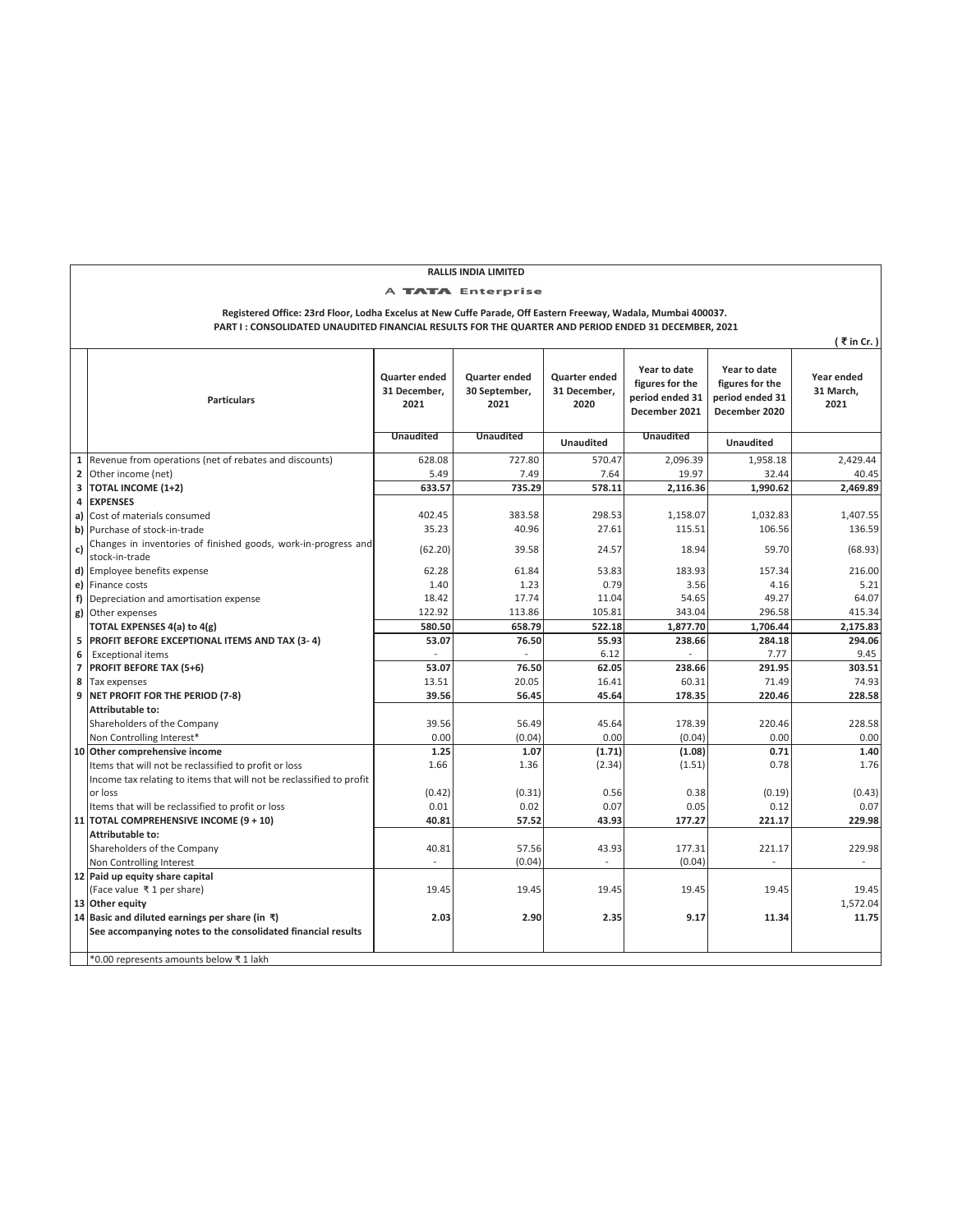**RALLIS INDIA LIMITED**

A TATA Enterprise

**Registered Office: 23rd Floor, Lodha Excelus at New Cuffe Parade, Off Eastern Freeway, Wadala, Mumbai 400037.**

**PART I : CONSOLIDATED UNAUDITED FINANCIAL RESULTS FOR THE QUARTER AND PERIOD ENDED 31 DECEMBER, 2021**

( ₹ in Cr. )

| | Particulars | Quarter ended 31 December, 2021 | Quarter ended 30 September, 2021 | Quarter ended 31 December, 2020 | Year to date figures for the period ended 31 December 2021 | Year to date figures for the period ended 31 December 2020 | Year ended 31 March, 2021 |
|---|---|---|---|---|---|---|---|
| | | Unaudited | Unaudited | Unaudited | Unaudited | Unaudited | |
| 1 | Revenue from operations (net of rebates and discounts) | 628.08 | 727.80 | 570.47 | 2,096.39 | 1,958.18 | 2,429.44 |
| 2 | Other income (net) | 5.49 | 7.49 | 7.64 | 19.97 | 32.44 | 40.45 |
| 3 | **TOTAL INCOME (1+2)** | **633.57** | **735.29** | **578.11** | **2,116.36** | **1,990.62** | **2,469.89** |
| 4 | **EXPENSES** | | | | | | |
| a) | Cost of materials consumed | 402.45 | 383.58 | 298.53 | 1,158.07 | 1,032.83 | 1,407.55 |
| b) | Purchase of stock-in-trade | 35.23 | 40.96 | 27.61 | 115.51 | 106.56 | 136.59 |
| c) | Changes in inventories of finished goods, work-in-progress and stock-in-trade | (62.20) | 39.58 | 24.57 | 18.94 | 59.70 | (68.93) |
| d) | Employee benefits expense | 62.28 | 61.84 | 53.83 | 183.93 | 157.34 | 216.00 |
| e) | Finance costs | 1.40 | 1.23 | 0.79 | 3.56 | 4.16 | 5.21 |
| f) | Depreciation and amortisation expense | 18.42 | 17.74 | 11.04 | 54.65 | 49.27 | 64.07 |
| g) | Other expenses | 122.92 | 113.86 | 105.81 | 343.04 | 296.58 | 415.34 |
| | **TOTAL EXPENSES 4(a) to 4(g)** | **580.50** | **658.79** | **522.18** | **1,877.70** | **1,706.44** | **2,175.83** |
| 5 | **PROFIT BEFORE EXCEPTIONAL ITEMS AND TAX (3- 4)** | **53.07** | **76.50** | **55.93** | **238.66** | **284.18** | **294.06** |
| 6 | Exceptional items | - | - | 6.12 | - | 7.77 | 9.45 |
| 7 | **PROFIT BEFORE TAX (5+6)** | **53.07** | **76.50** | **62.05** | **238.66** | **291.95** | **303.51** |
| 8 | Tax expenses | 13.51 | 20.05 | 16.41 | 60.31 | 71.49 | 74.93 |
| 9 | **NET PROFIT FOR THE PERIOD (7-8)** | **39.56** | **56.45** | **45.64** | **178.35** | **220.46** | **228.58** |
| | **Attributable to:** | | | | | | |
| | Shareholders of the Company | 39.56 | 56.49 | 45.64 | 178.39 | 220.46 | 228.58 |
| | Non Controlling Interest* | 0.00 | (0.04) | 0.00 | (0.04) | 0.00 | 0.00 |
| 10 | **Other comprehensive income** | **1.25** | **1.07** | **(1.71)** | **(1.08)** | **0.71** | **1.40** |
| | Items that will not be reclassified to profit or loss | 1.66 | 1.36 | (2.34) | (1.51) | 0.78 | 1.76 |
| | Income tax relating to items that will not be reclassified to profit or loss | (0.42) | (0.31) | 0.56 | 0.38 | (0.19) | (0.43) |
| | Items that will be reclassified to profit or loss | 0.01 | 0.02 | 0.07 | 0.05 | 0.12 | 0.07 |
| 11 | **TOTAL COMPREHENSIVE INCOME (9 + 10)** | **40.81** | **57.52** | **43.93** | **177.27** | **221.17** | **229.98** |
| | **Attributable to:** | | | | | | |
| | Shareholders of the Company | 40.81 | 57.56 | 43.93 | 177.31 | 221.17 | 229.98 |
| | Non Controlling Interest | - | (0.04) | - | (0.04) | - | - |
| 12 | **Paid up equity share capital** | | | | | | |
| | (Face value ₹ 1 per share) | 19.45 | 19.45 | 19.45 | 19.45 | 19.45 | 19.45 |
| 13 | **Other equity** | | | | | | 1,572.04 |
| 14 | **Basic and diluted earnings per share (in ₹)** | **2.03** | **2.90** | **2.35** | **9.17** | **11.34** | **11.75** |
| | **See accompanying notes to the consolidated financial results** | | | | | | |

*0.00 represents amounts below ₹ 1 lakh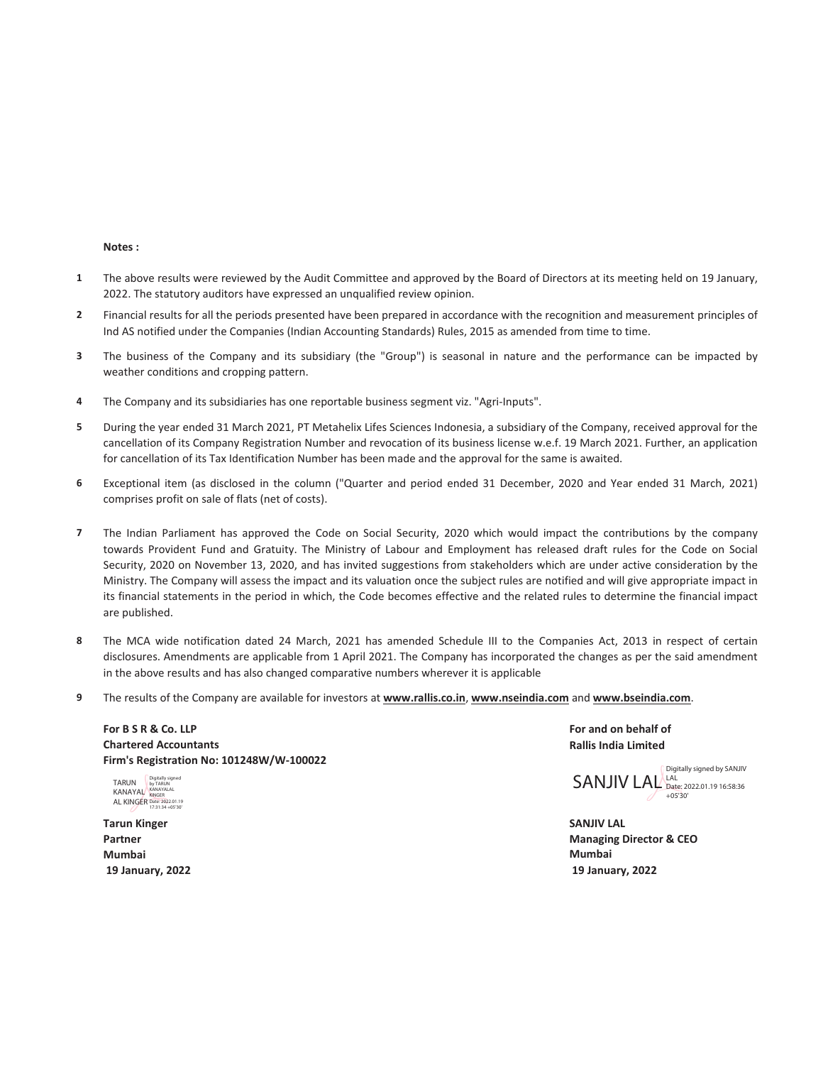**Notes :**

1. The above results were reviewed by the Audit Committee and approved by the Board of Directors at its meeting held on 19 January, 2022. The statutory auditors have expressed an unqualified review opinion.

2. Financial results for all the periods presented have been prepared in accordance with the recognition and measurement principles of Ind AS notified under the Companies (Indian Accounting Standards) Rules, 2015 as amended from time to time.

3. The business of the Company and its subsidiary (the "Group") is seasonal in nature and the performance can be impacted by weather conditions and cropping pattern.

4. The Company and its subsidiaries has one reportable business segment viz. "Agri-Inputs".

5. During the year ended 31 March 2021, PT Metahelix Lifes Sciences Indonesia, a subsidiary of the Company, received approval for the cancellation of its Company Registration Number and revocation of its business license w.e.f. 19 March 2021. Further, an application for cancellation of its Tax Identification Number has been made and the approval for the same is awaited.

6. Exceptional item (as disclosed in the column ("Quarter and period ended 31 December, 2020 and Year ended 31 March, 2021) comprises profit on sale of flats (net of costs).

7. The Indian Parliament has approved the Code on Social Security, 2020 which would impact the contributions by the company towards Provident Fund and Gratuity. The Ministry of Labour and Employment has released draft rules for the Code on Social Security, 2020 on November 13, 2020, and has invited suggestions from stakeholders which are under active consideration by the Ministry. The Company will assess the impact and its valuation once the subject rules are notified and will give appropriate impact in its financial statements in the period in which, the Code becomes effective and the related rules to determine the financial impact are published.

8. The MCA wide notification dated 24 March, 2021 has amended Schedule III to the Companies Act, 2013 in respect of certain disclosures. Amendments are applicable from 1 April 2021. The Company has incorporated the changes as per the said amendment in the above results and has also changed comparative numbers wherever it is applicable

9. The results of the Company are available for investors at **www.rallis.co.in**, **www.nseindia.com** and **www.bseindia.com**.

**For B S R & Co. LLP**
**Chartered Accountants**
**Firm's Registration No: 101248W/W-100022**

TARUN KANAYALAL KINGER
Digitally signed by TARUN KANAYALAL KINGER
Date: 2022.01.19 17:31:34 +05'30'

**Tarun Kinger**
**Partner**
**Mumbai**
**19 January, 2022**

**For and on behalf of**
**Rallis India Limited**

SANJIV LAL
Digitally signed by SANJIV LAL
Date: 2022.01.19 16:58:36 +05'30'

**SANJIV LAL**
**Managing Director & CEO**
**Mumbai**
**19 January, 2022**